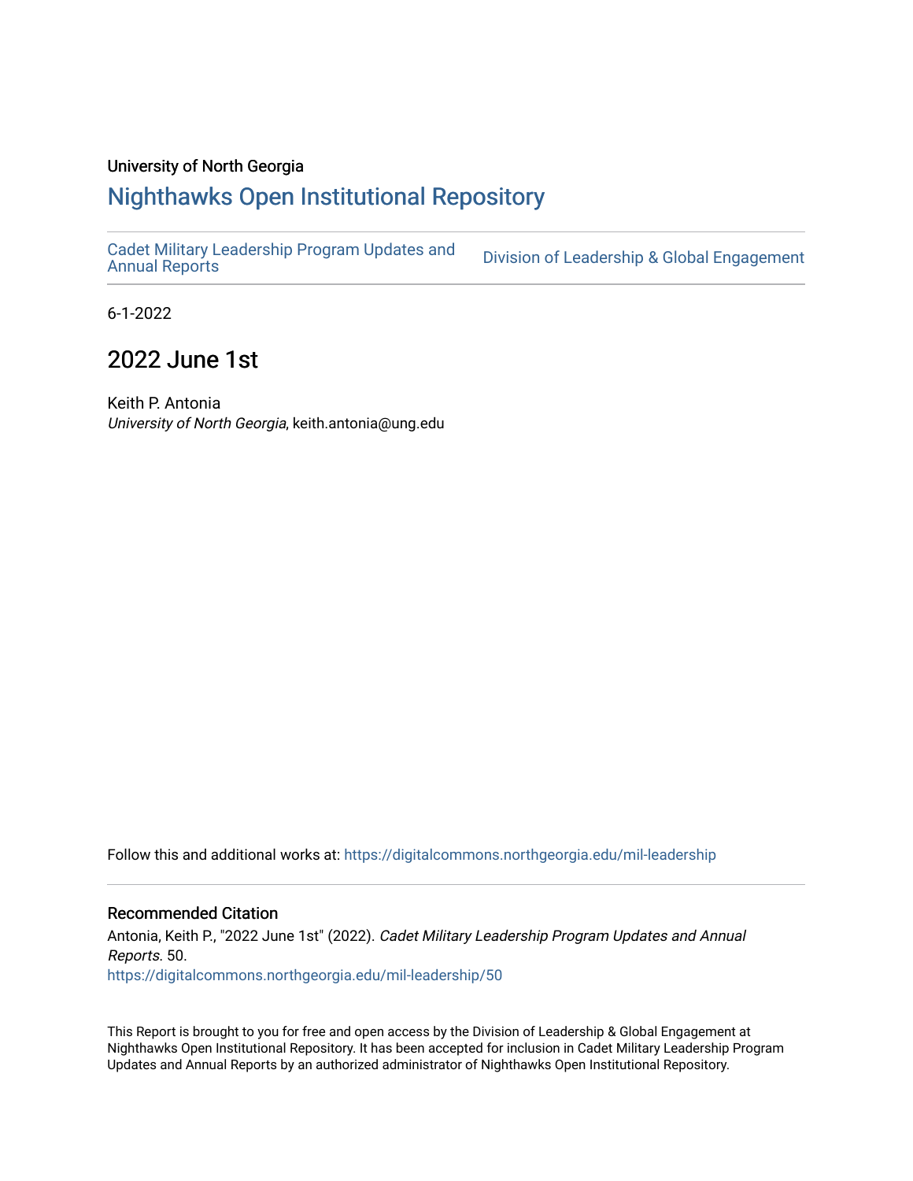University of North Georgia

# Nighthawks Open Institutional Repository

Cadet Military Leadership Program Updates and Annual Reports | Division of Leadership & Global Engagement

6-1-2022

## 2022 June 1st

Keith P. Antonia
*University of North Georgia*, keith.antonia@ung.edu

Follow this and additional works at: https://digitalcommons.northgeorgia.edu/mil-leadership

### Recommended Citation

Antonia, Keith P., "2022 June 1st" (2022). *Cadet Military Leadership Program Updates and Annual Reports*. 50.
https://digitalcommons.northgeorgia.edu/mil-leadership/50

This Report is brought to you for free and open access by the Division of Leadership & Global Engagement at Nighthawks Open Institutional Repository. It has been accepted for inclusion in Cadet Military Leadership Program Updates and Annual Reports by an authorized administrator of Nighthawks Open Institutional Repository.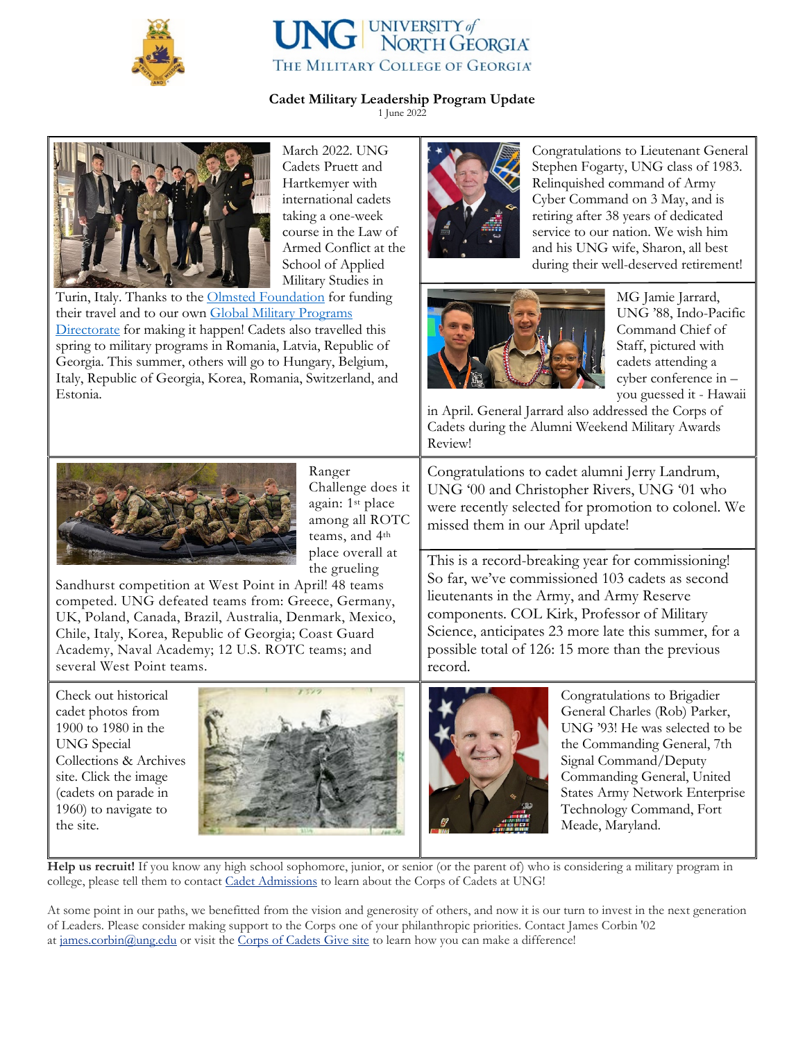**Cadet Military Leadership Program Update**

1 June 2022

March 2022. UNG Cadets Pruett and Hartkemyer with international cadets taking a one-week course in the Law of Armed Conflict at the School of Applied Military Studies in Turin, Italy. Thanks to the Olmsted Foundation for funding their travel and to our own Global Military Programs Directorate for making it happen! Cadets also travelled this spring to military programs in Romania, Latvia, Republic of Georgia. This summer, others will go to Hungary, Belgium, Italy, Republic of Georgia, Korea, Romania, Switzerland, and Estonia.

Congratulations to Lieutenant General Stephen Fogarty, UNG class of 1983. Relinquished command of Army Cyber Command on 3 May, and is retiring after 38 years of dedicated service to our nation. We wish him and his UNG wife, Sharon, all best during their well-deserved retirement!

MG Jamie Jarrard, UNG '88, Indo-Pacific Command Chief of Staff, pictured with cadets attending a cyber conference in – you guessed it - Hawaii in April. General Jarrard also addressed the Corps of Cadets during the Alumni Weekend Military Awards Review!

Ranger Challenge does it again: 1st place among all ROTC teams, and 4th place overall at the grueling Sandhurst competition at West Point in April! 48 teams competed. UNG defeated teams from: Greece, Germany, UK, Poland, Canada, Brazil, Australia, Denmark, Mexico, Chile, Italy, Korea, Republic of Georgia; Coast Guard Academy, Naval Academy; 12 U.S. ROTC teams; and several West Point teams.

Congratulations to cadet alumni Jerry Landrum, UNG '00 and Christopher Rivers, UNG '01 who were recently selected for promotion to colonel. We missed them in our April update!

This is a record-breaking year for commissioning! So far, we've commissioned 103 cadets as second lieutenants in the Army, and Army Reserve components. COL Kirk, Professor of Military Science, anticipates 23 more late this summer, for a possible total of 126: 15 more than the previous record.

Check out historical cadet photos from 1900 to 1980 in the UNG Special Collections & Archives site. Click the image (cadets on parade in 1960) to navigate to the site.

Congratulations to Brigadier General Charles (Rob) Parker, UNG '93! He was selected to be the Commanding General, 7th Signal Command/Deputy Commanding General, United States Army Network Enterprise Technology Command, Fort Meade, Maryland.

**Help us recruit!** If you know any high school sophomore, junior, or senior (or the parent of) who is considering a military program in college, please tell them to contact Cadet Admissions to learn about the Corps of Cadets at UNG!

At some point in our paths, we benefitted from the vision and generosity of others, and now it is our turn to invest in the next generation of Leaders. Please consider making support to the Corps one of your philanthropic priorities. Contact James Corbin '02 at james.corbin@ung.edu or visit the Corps of Cadets Give site to learn how you can make a difference!